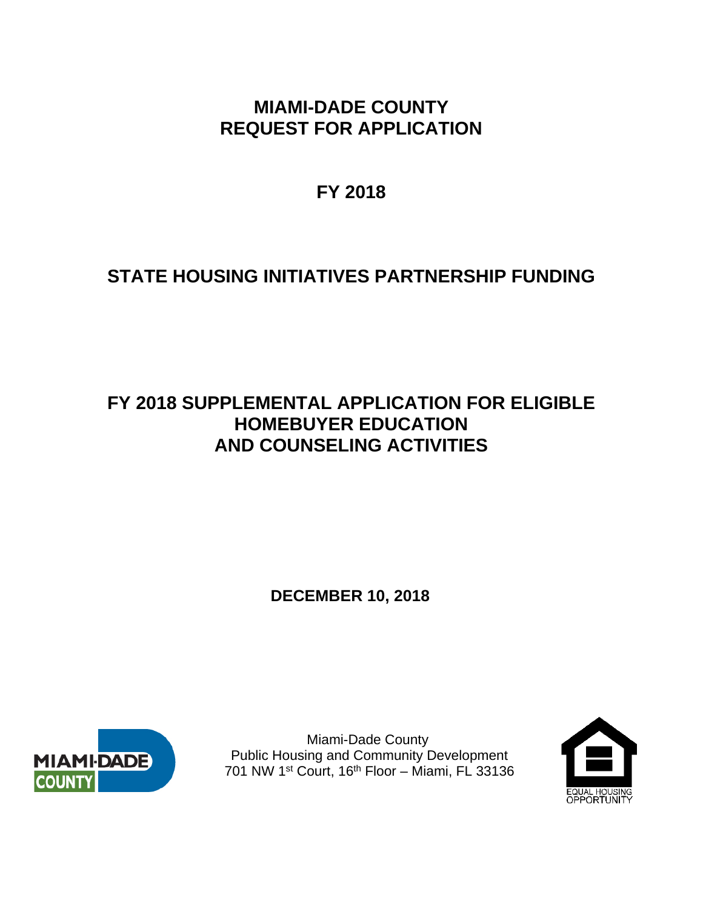# MIAMI-DADE COUNTY
# REQUEST FOR APPLICATION

## FY 2018

## STATE HOUSING INITIATIVES PARTNERSHIP FUNDING

## FY 2018 SUPPLEMENTAL APPLICATION FOR ELIGIBLE HOMEBUYER EDUCATION AND COUNSELING ACTIVITIES

**DECEMBER 10, 2018**

Miami-Dade County
Public Housing and Community Development
701 NW 1st Court, 16th Floor – Miami, FL 33136

EQUAL HOUSING OPPORTUNITY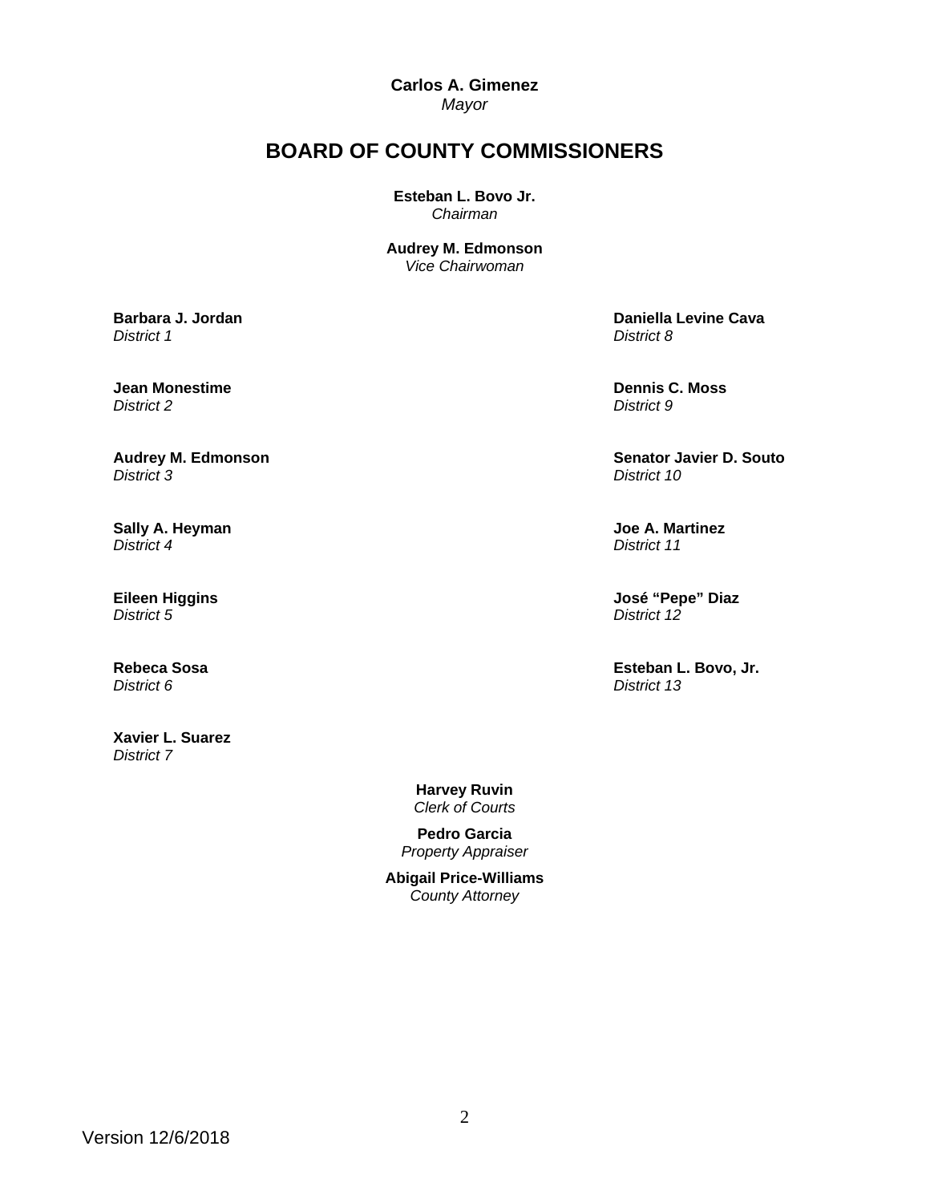**Carlos A. Gimenez**
*Mayor*

# BOARD OF COUNTY COMMISSIONERS

**Esteban L. Bovo Jr.**
*Chairman*

**Audrey M. Edmonson**
*Vice Chairwoman*

**Barbara J. Jordan**
*District 1*

**Jean Monestime**
*District 2*

**Audrey M. Edmonson**
*District 3*

**Sally A. Heyman**
*District 4*

**Eileen Higgins**
*District 5*

**Rebeca Sosa**
*District 6*

**Xavier L. Suarez**
*District 7*

**Daniella Levine Cava**
*District 8*

**Dennis C. Moss**
*District 9*

**Senator Javier D. Souto**
*District 10*

**Joe A. Martinez**
*District 11*

**José "Pepe" Diaz**
*District 12*

**Esteban L. Bovo, Jr.**
*District 13*

**Harvey Ruvin**
*Clerk of Courts*

**Pedro Garcia**
*Property Appraiser*

**Abigail Price-Williams**
*County Attorney*

Version 12/6/2018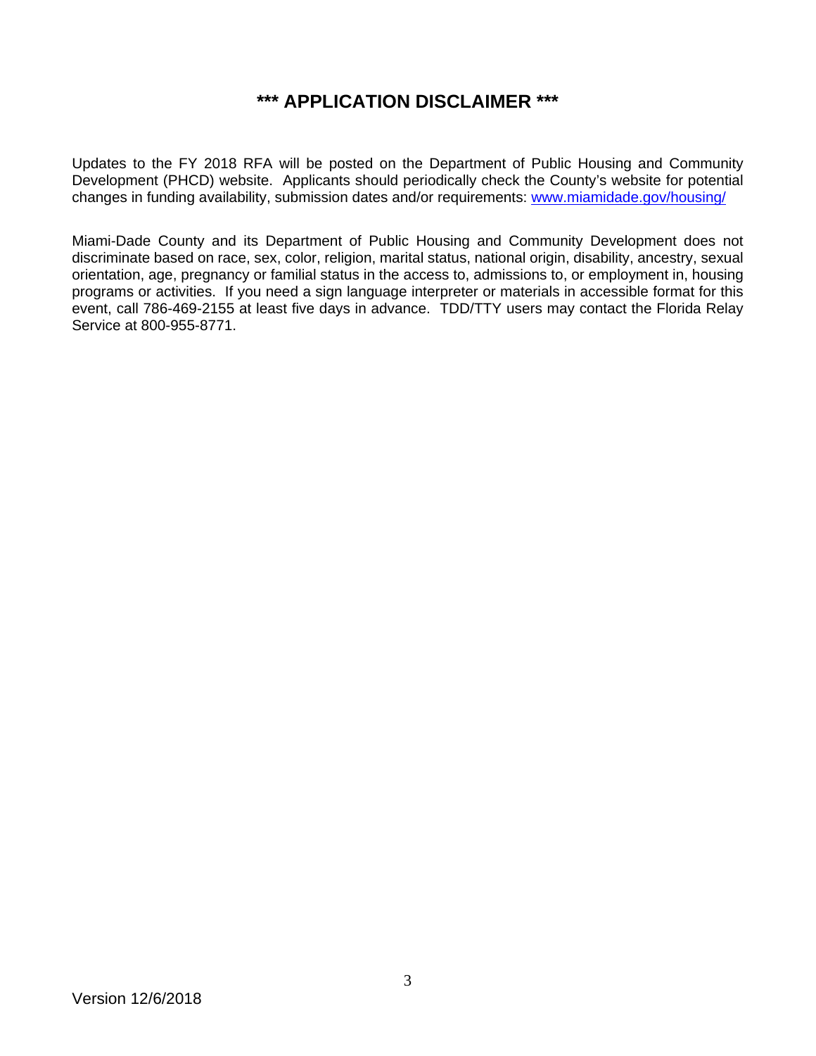# *** APPLICATION DISCLAIMER ***

Updates to the FY 2018 RFA will be posted on the Department of Public Housing and Community Development (PHCD) website. Applicants should periodically check the County's website for potential changes in funding availability, submission dates and/or requirements: [www.miamidade.gov/housing/](www.miamidade.gov/housing/)

Miami-Dade County and its Department of Public Housing and Community Development does not discriminate based on race, sex, color, religion, marital status, national origin, disability, ancestry, sexual orientation, age, pregnancy or familial status in the access to, admissions to, or employment in, housing programs or activities. If you need a sign language interpreter or materials in accessible format for this event, call 786-469-2155 at least five days in advance. TDD/TTY users may contact the Florida Relay Service at 800-955-8771.

Version 12/6/2018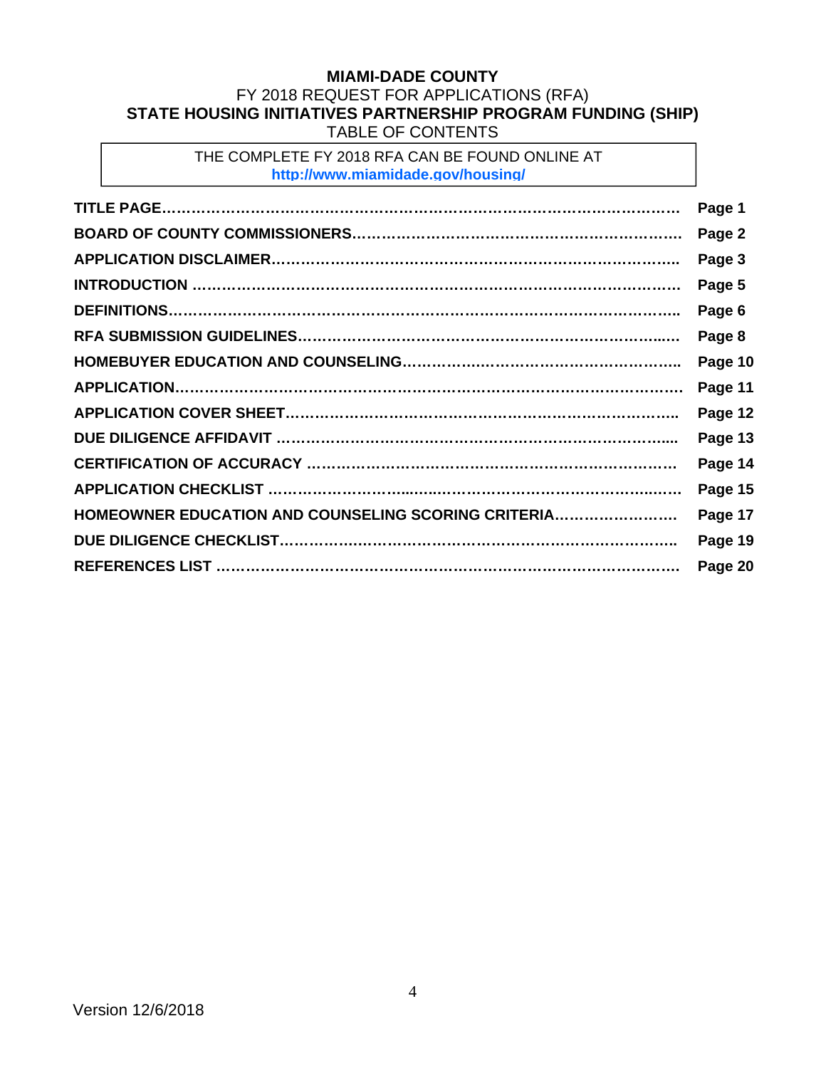**MIAMI-DADE COUNTY**

FY 2018 REQUEST FOR APPLICATIONS (RFA)

**STATE HOUSING INITIATIVES PARTNERSHIP PROGRAM FUNDING (SHIP)**

TABLE OF CONTENTS

THE COMPLETE FY 2018 RFA CAN BE FOUND ONLINE AT **http://www.miamidade.gov/housing/**

| | |
|---|---|
| **TITLE PAGE** | **Page 1** |
| **BOARD OF COUNTY COMMISSIONERS** | **Page 2** |
| **APPLICATION DISCLAIMER** | **Page 3** |
| **INTRODUCTION** | **Page 5** |
| **DEFINITIONS** | **Page 6** |
| **RFA SUBMISSION GUIDELINES** | **Page 8** |
| **HOMEBUYER EDUCATION AND COUNSELING** | **Page 10** |
| **APPLICATION** | **Page 11** |
| **APPLICATION COVER SHEET** | **Page 12** |
| **DUE DILIGENCE AFFIDAVIT** | **Page 13** |
| **CERTIFICATION OF ACCURACY** | **Page 14** |
| **APPLICATION CHECKLIST** | **Page 15** |
| **HOMEOWNER EDUCATION AND COUNSELING SCORING CRITERIA** | **Page 17** |
| **DUE DILIGENCE CHECKLIST** | **Page 19** |
| **REFERENCES LIST** | **Page 20** |

Version 12/6/2018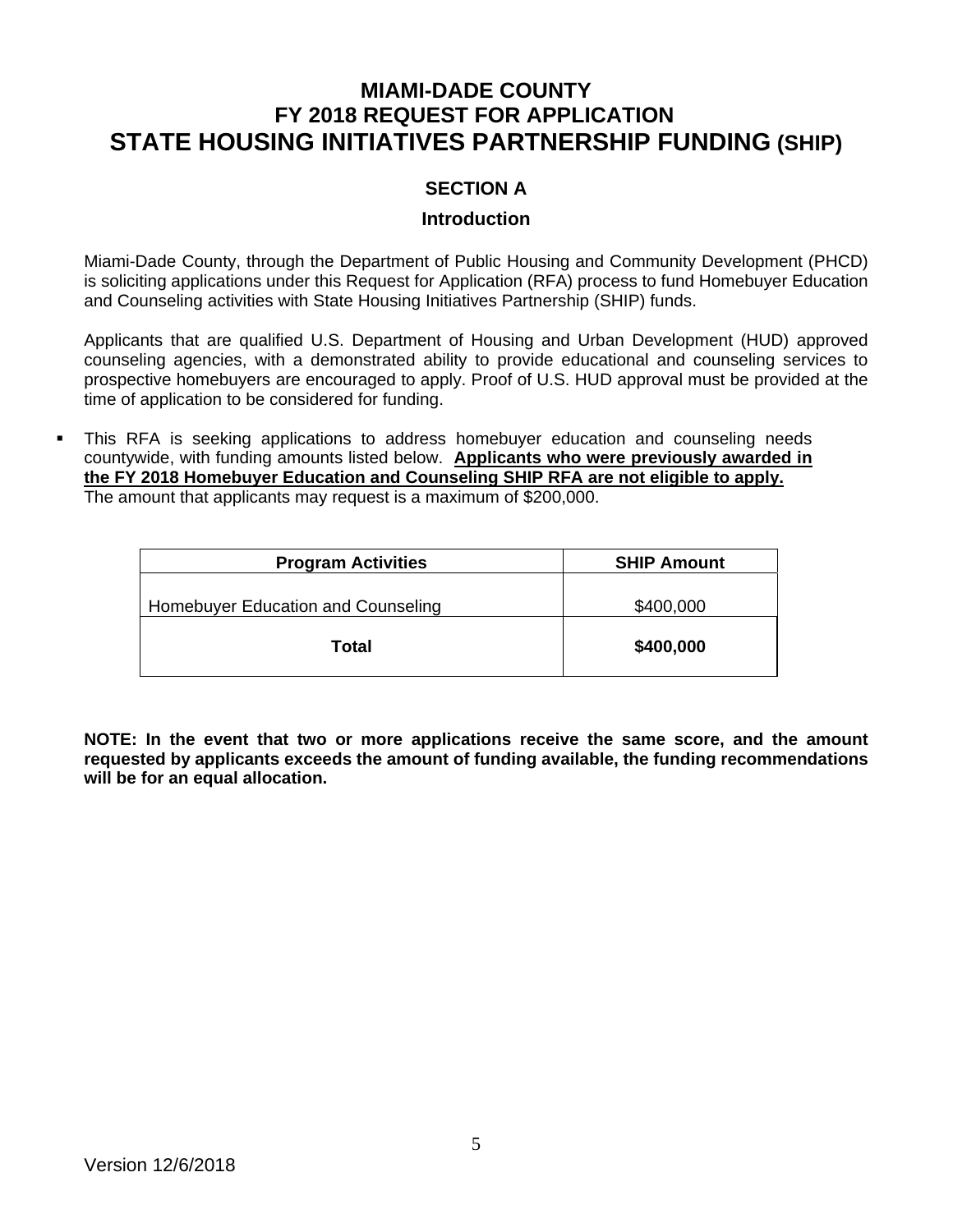# MIAMI-DADE COUNTY
# FY 2018 REQUEST FOR APPLICATION
# STATE HOUSING INITIATIVES PARTNERSHIP FUNDING (SHIP)

## SECTION A

### Introduction

Miami-Dade County, through the Department of Public Housing and Community Development (PHCD) is soliciting applications under this Request for Application (RFA) process to fund Homebuyer Education and Counseling activities with State Housing Initiatives Partnership (SHIP) funds.

Applicants that are qualified U.S. Department of Housing and Urban Development (HUD) approved counseling agencies, with a demonstrated ability to provide educational and counseling services to prospective homebuyers are encouraged to apply. Proof of U.S. HUD approval must be provided at the time of application to be considered for funding.

- This RFA is seeking applications to address homebuyer education and counseling needs countywide, with funding amounts listed below. **Applicants who were previously awarded in the FY 2018 Homebuyer Education and Counseling SHIP RFA are not eligible to apply.** The amount that applicants may request is a maximum of $200,000.

| Program Activities | SHIP Amount |
|---|---|
| Homebuyer Education and Counseling | $400,000 |
| **Total** | **$400,000** |

**NOTE: In the event that two or more applications receive the same score, and the amount requested by applicants exceeds the amount of funding available, the funding recommendations will be for an equal allocation.**

Version 12/6/2018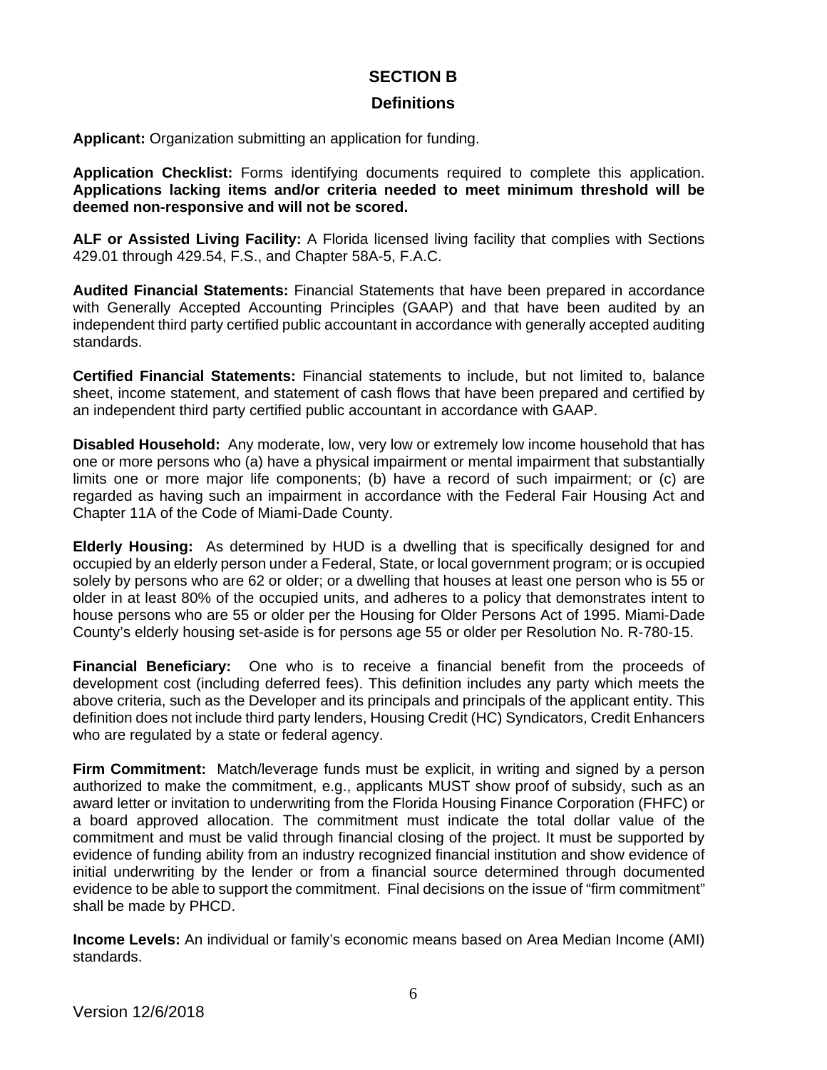## SECTION B

## Definitions

**Applicant:** Organization submitting an application for funding.

**Application Checklist:** Forms identifying documents required to complete this application. **Applications lacking items and/or criteria needed to meet minimum threshold will be deemed non-responsive and will not be scored.**

**ALF or Assisted Living Facility:** A Florida licensed living facility that complies with Sections 429.01 through 429.54, F.S., and Chapter 58A-5, F.A.C.

**Audited Financial Statements:** Financial Statements that have been prepared in accordance with Generally Accepted Accounting Principles (GAAP) and that have been audited by an independent third party certified public accountant in accordance with generally accepted auditing standards.

**Certified Financial Statements:** Financial statements to include, but not limited to, balance sheet, income statement, and statement of cash flows that have been prepared and certified by an independent third party certified public accountant in accordance with GAAP.

**Disabled Household:** Any moderate, low, very low or extremely low income household that has one or more persons who (a) have a physical impairment or mental impairment that substantially limits one or more major life components; (b) have a record of such impairment; or (c) are regarded as having such an impairment in accordance with the Federal Fair Housing Act and Chapter 11A of the Code of Miami-Dade County.

**Elderly Housing:** As determined by HUD is a dwelling that is specifically designed for and occupied by an elderly person under a Federal, State, or local government program; or is occupied solely by persons who are 62 or older; or a dwelling that houses at least one person who is 55 or older in at least 80% of the occupied units, and adheres to a policy that demonstrates intent to house persons who are 55 or older per the Housing for Older Persons Act of 1995. Miami-Dade County's elderly housing set-aside is for persons age 55 or older per Resolution No. R-780-15.

**Financial Beneficiary:** One who is to receive a financial benefit from the proceeds of development cost (including deferred fees). This definition includes any party which meets the above criteria, such as the Developer and its principals and principals of the applicant entity. This definition does not include third party lenders, Housing Credit (HC) Syndicators, Credit Enhancers who are regulated by a state or federal agency.

**Firm Commitment:** Match/leverage funds must be explicit, in writing and signed by a person authorized to make the commitment, e.g., applicants MUST show proof of subsidy, such as an award letter or invitation to underwriting from the Florida Housing Finance Corporation (FHFC) or a board approved allocation. The commitment must indicate the total dollar value of the commitment and must be valid through financial closing of the project. It must be supported by evidence of funding ability from an industry recognized financial institution and show evidence of initial underwriting by the lender or from a financial source determined through documented evidence to be able to support the commitment. Final decisions on the issue of "firm commitment" shall be made by PHCD.

**Income Levels:** An individual or family's economic means based on Area Median Income (AMI) standards.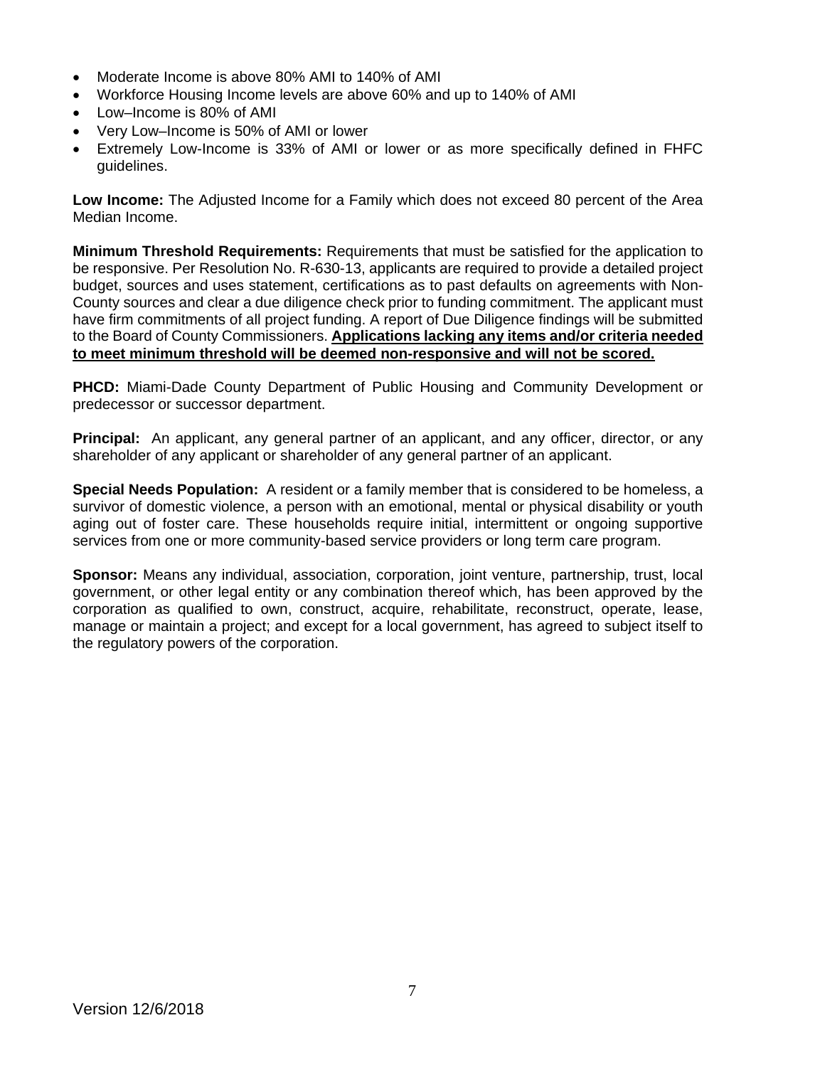- Moderate Income is above 80% AMI to 140% of AMI
- Workforce Housing Income levels are above 60% and up to 140% of AMI
- Low–Income is 80% of AMI
- Very Low–Income is 50% of AMI or lower
- Extremely Low-Income is 33% of AMI or lower or as more specifically defined in FHFC guidelines.

**Low Income:** The Adjusted Income for a Family which does not exceed 80 percent of the Area Median Income.

**Minimum Threshold Requirements:** Requirements that must be satisfied for the application to be responsive. Per Resolution No. R-630-13, applicants are required to provide a detailed project budget, sources and uses statement, certifications as to past defaults on agreements with Non-County sources and clear a due diligence check prior to funding commitment. The applicant must have firm commitments of all project funding. A report of Due Diligence findings will be submitted to the Board of County Commissioners. **<u>Applications lacking any items and/or criteria needed to meet minimum threshold will be deemed non-responsive and will not be scored.</u>**

**PHCD:** Miami-Dade County Department of Public Housing and Community Development or predecessor or successor department.

**Principal:** An applicant, any general partner of an applicant, and any officer, director, or any shareholder of any applicant or shareholder of any general partner of an applicant.

**Special Needs Population:** A resident or a family member that is considered to be homeless, a survivor of domestic violence, a person with an emotional, mental or physical disability or youth aging out of foster care. These households require initial, intermittent or ongoing supportive services from one or more community-based service providers or long term care program.

**Sponsor:** Means any individual, association, corporation, joint venture, partnership, trust, local government, or other legal entity or any combination thereof which, has been approved by the corporation as qualified to own, construct, acquire, rehabilitate, reconstruct, operate, lease, manage or maintain a project; and except for a local government, has agreed to subject itself to the regulatory powers of the corporation.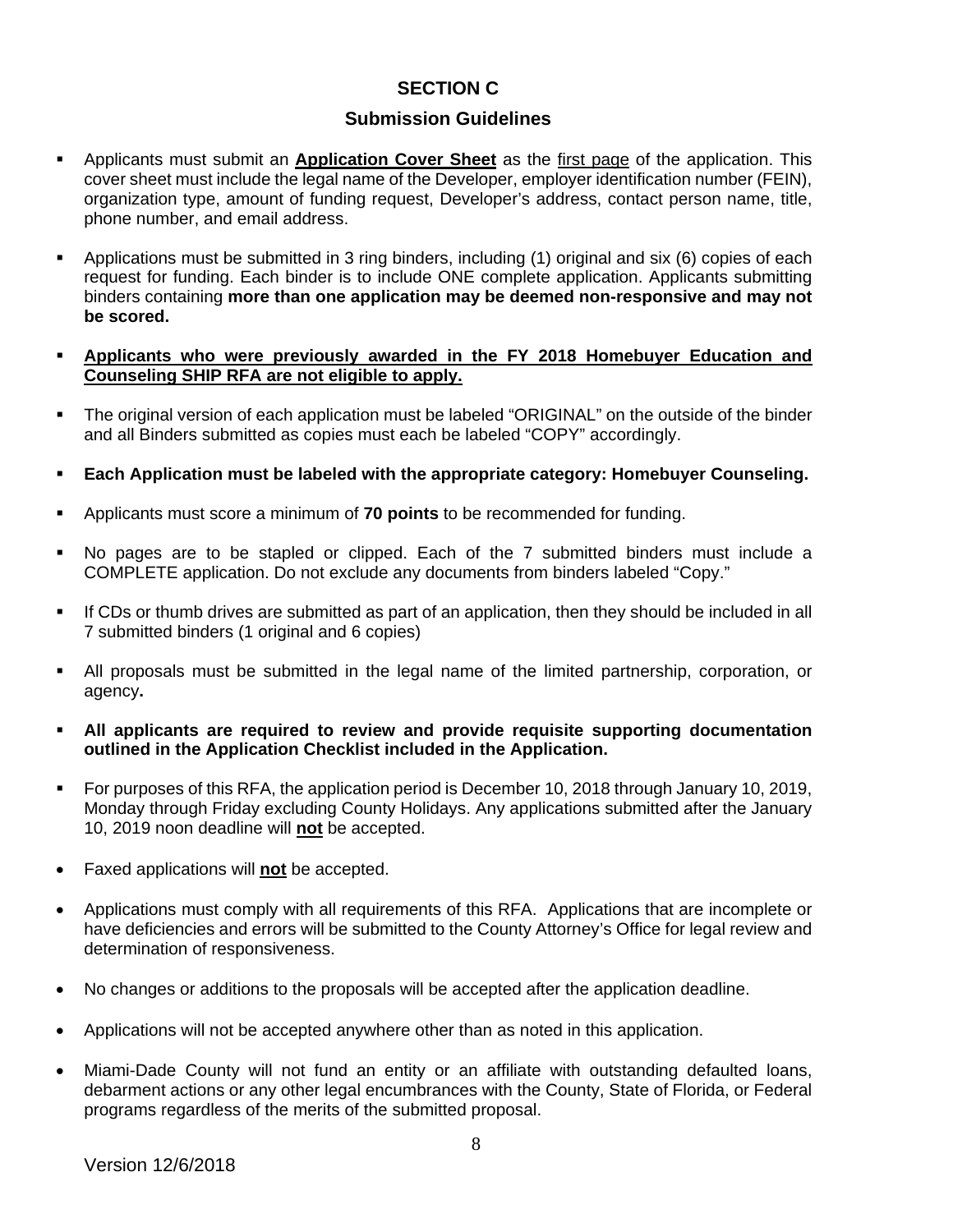## SECTION C

### Submission Guidelines

- Applicants must submit an **Application Cover Sheet** as the first page of the application. This cover sheet must include the legal name of the Developer, employer identification number (FEIN), organization type, amount of funding request, Developer's address, contact person name, title, phone number, and email address.
- Applications must be submitted in 3 ring binders, including (1) original and six (6) copies of each request for funding. Each binder is to include ONE complete application. Applicants submitting binders containing **more than one application may be deemed non-responsive and may not be scored.**
- **Applicants who were previously awarded in the FY 2018 Homebuyer Education and Counseling SHIP RFA are not eligible to apply.**
- The original version of each application must be labeled "ORIGINAL" on the outside of the binder and all Binders submitted as copies must each be labeled "COPY" accordingly.
- **Each Application must be labeled with the appropriate category: Homebuyer Counseling.**
- Applicants must score a minimum of **70 points** to be recommended for funding.
- No pages are to be stapled or clipped. Each of the 7 submitted binders must include a COMPLETE application. Do not exclude any documents from binders labeled "Copy."
- If CDs or thumb drives are submitted as part of an application, then they should be included in all 7 submitted binders (1 original and 6 copies)
- All proposals must be submitted in the legal name of the limited partnership, corporation, or agency**.**
- **All applicants are required to review and provide requisite supporting documentation outlined in the Application Checklist included in the Application.**
- For purposes of this RFA, the application period is December 10, 2018 through January 10, 2019, Monday through Friday excluding County Holidays. Any applications submitted after the January 10, 2019 noon deadline will **not** be accepted.

- Faxed applications will **not** be accepted.
- Applications must comply with all requirements of this RFA. Applications that are incomplete or have deficiencies and errors will be submitted to the County Attorney's Office for legal review and determination of responsiveness.
- No changes or additions to the proposals will be accepted after the application deadline.
- Applications will not be accepted anywhere other than as noted in this application.
- Miami-Dade County will not fund an entity or an affiliate with outstanding defaulted loans, debarment actions or any other legal encumbrances with the County, State of Florida, or Federal programs regardless of the merits of the submitted proposal.

Version 12/6/2018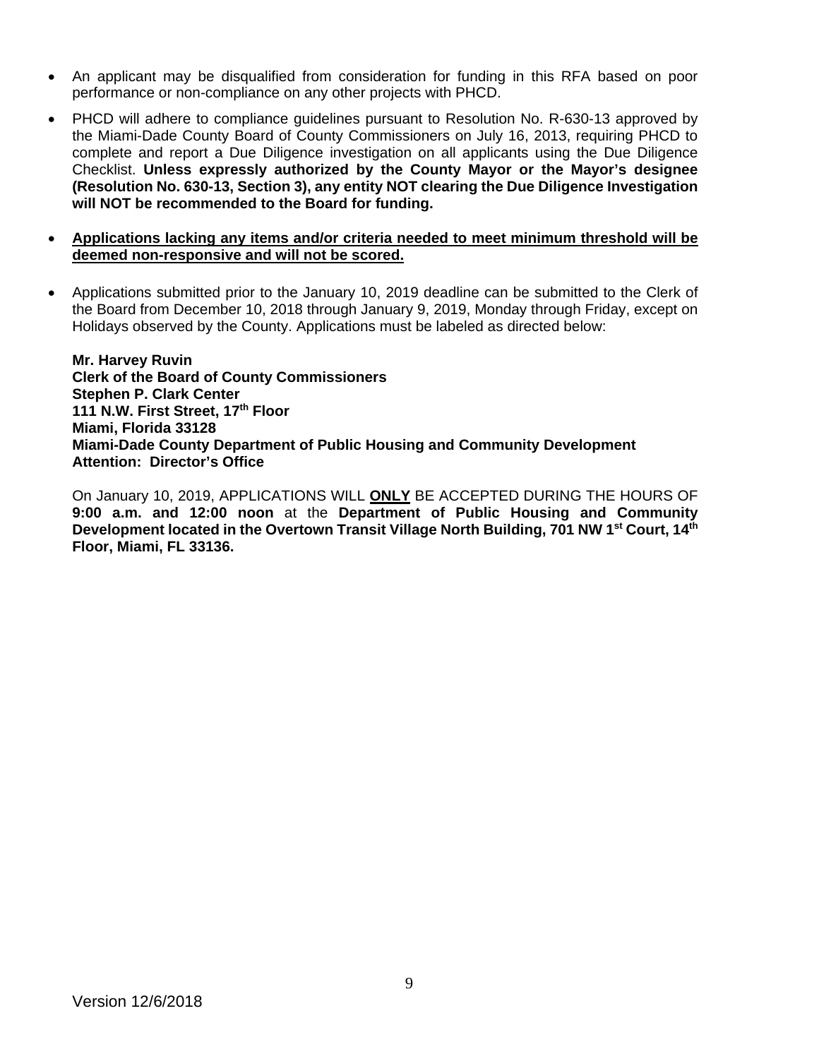- An applicant may be disqualified from consideration for funding in this RFA based on poor performance or non-compliance on any other projects with PHCD.

- PHCD will adhere to compliance guidelines pursuant to Resolution No. R-630-13 approved by the Miami-Dade County Board of County Commissioners on July 16, 2013, requiring PHCD to complete and report a Due Diligence investigation on all applicants using the Due Diligence Checklist. **Unless expressly authorized by the County Mayor or the Mayor's designee (Resolution No. 630-13, Section 3), any entity NOT clearing the Due Diligence Investigation will NOT be recommended to the Board for funding.**

- <u>**Applications lacking any items and/or criteria needed to meet minimum threshold will be deemed non-responsive and will not be scored.**</u>

- Applications submitted prior to the January 10, 2019 deadline can be submitted to the Clerk of the Board from December 10, 2018 through January 9, 2019, Monday through Friday, except on Holidays observed by the County. Applications must be labeled as directed below:

  **Mr. Harvey Ruvin**
  **Clerk of the Board of County Commissioners**
  **Stephen P. Clark Center**
  **111 N.W. First Street, 17th Floor**
  **Miami, Florida 33128**
  **Miami-Dade County Department of Public Housing and Community Development**
  **Attention: Director's Office**

  On January 10, 2019, APPLICATIONS WILL <u>**ONLY**</u> BE ACCEPTED DURING THE HOURS OF **9:00 a.m. and 12:00 noon** at the **Department of Public Housing and Community Development located in the Overtown Transit Village North Building, 701 NW 1st Court, 14th Floor, Miami, FL 33136.**

Version 12/6/2018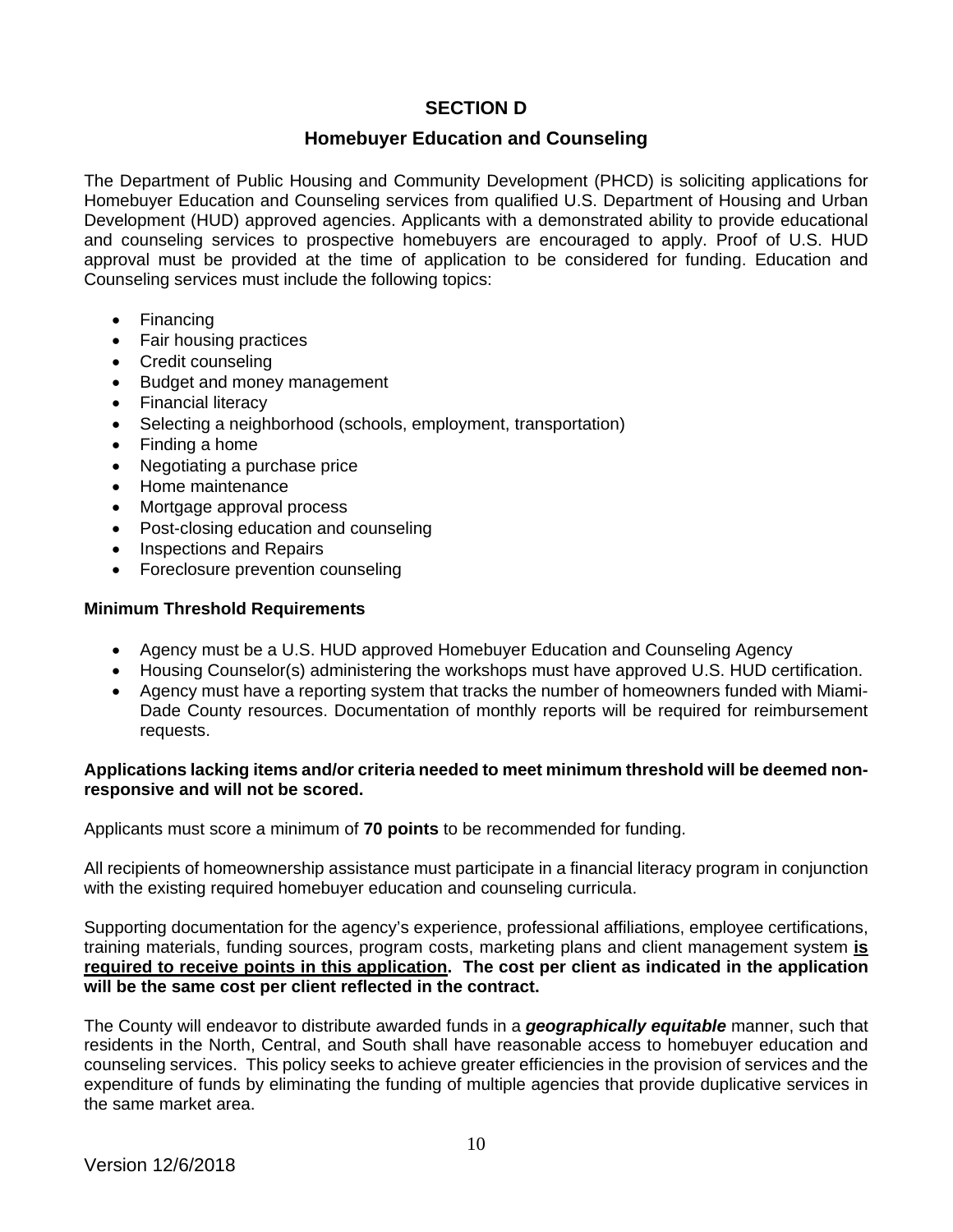## SECTION D

### Homebuyer Education and Counseling

The Department of Public Housing and Community Development (PHCD) is soliciting applications for Homebuyer Education and Counseling services from qualified U.S. Department of Housing and Urban Development (HUD) approved agencies. Applicants with a demonstrated ability to provide educational and counseling services to prospective homebuyers are encouraged to apply. Proof of U.S. HUD approval must be provided at the time of application to be considered for funding. Education and Counseling services must include the following topics:

- Financing
- Fair housing practices
- Credit counseling
- Budget and money management
- Financial literacy
- Selecting a neighborhood (schools, employment, transportation)
- Finding a home
- Negotiating a purchase price
- Home maintenance
- Mortgage approval process
- Post-closing education and counseling
- Inspections and Repairs
- Foreclosure prevention counseling

**Minimum Threshold Requirements**

- Agency must be a U.S. HUD approved Homebuyer Education and Counseling Agency
- Housing Counselor(s) administering the workshops must have approved U.S. HUD certification.
- Agency must have a reporting system that tracks the number of homeowners funded with Miami-Dade County resources. Documentation of monthly reports will be required for reimbursement requests.

**Applications lacking items and/or criteria needed to meet minimum threshold will be deemed non-responsive and will not be scored.**

Applicants must score a minimum of **70 points** to be recommended for funding.

All recipients of homeownership assistance must participate in a financial literacy program in conjunction with the existing required homebuyer education and counseling curricula.

Supporting documentation for the agency's experience, professional affiliations, employee certifications, training materials, funding sources, program costs, marketing plans and client management system **is required to receive points in this application. The cost per client as indicated in the application will be the same cost per client reflected in the contract.**

The County will endeavor to distribute awarded funds in a ***geographically equitable*** manner, such that residents in the North, Central, and South shall have reasonable access to homebuyer education and counseling services. This policy seeks to achieve greater efficiencies in the provision of services and the expenditure of funds by eliminating the funding of multiple agencies that provide duplicative services in the same market area.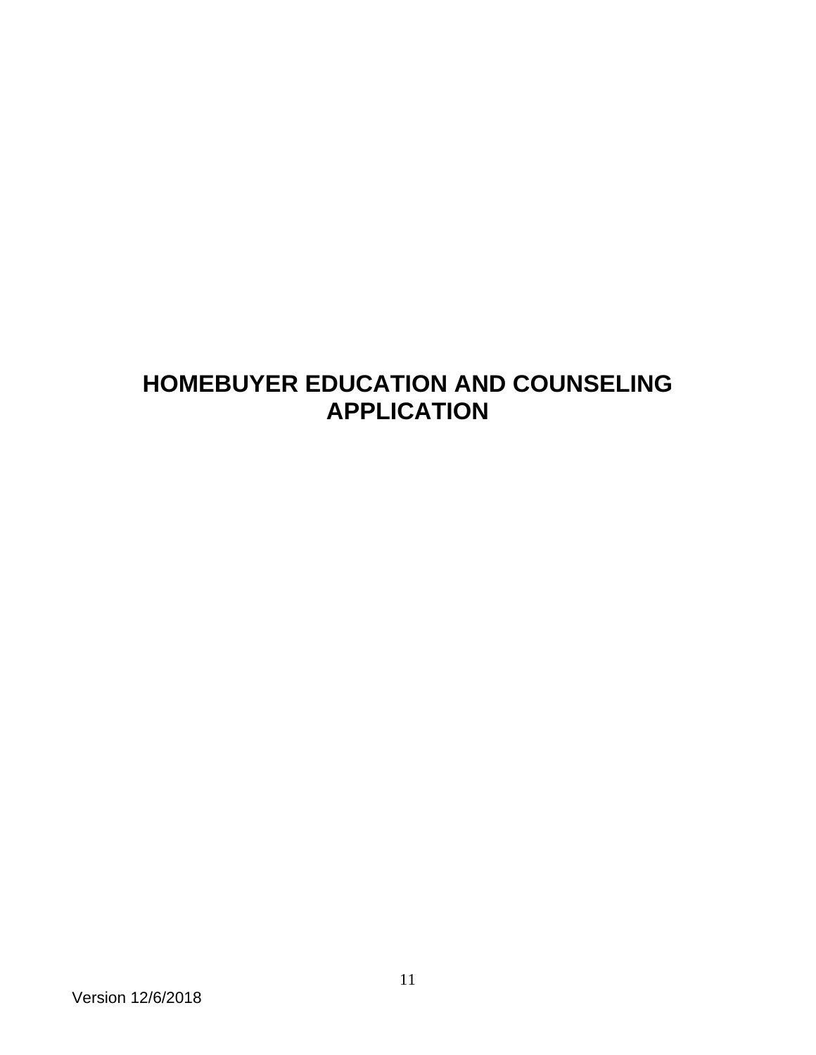# HOMEBUYER EDUCATION AND COUNSELING APPLICATION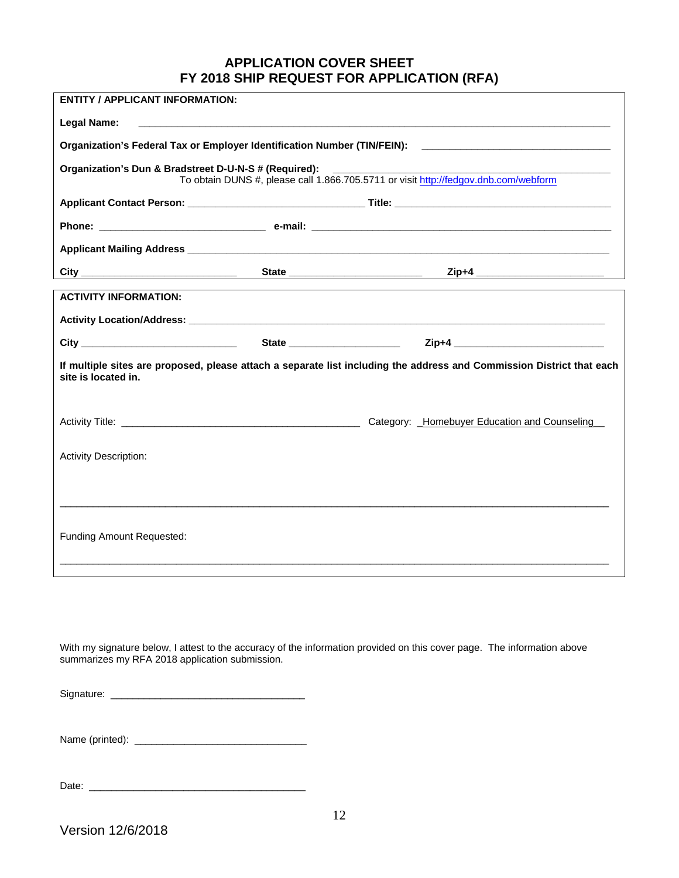# APPLICATION COVER SHEET
# FY 2018 SHIP REQUEST FOR APPLICATION (RFA)

**ENTITY / APPLICANT INFORMATION:**

**Legal Name:** ____________________________________________________________________________

**Organization's Federal Tax or Employer Identification Number (TIN/FEIN):** ______________________________

**Organization's Dun & Bradstreet D-U-N-S # (Required):** ________________________________________
To obtain DUNS #, please call 1.866.705.5711 or visit [http://fedgov.dnb.com/webform](http://fedgov.dnb.com/webform)

**Applicant Contact Person:** ______________________________ **Title:** ______________________________________

**Phone:** ______________________________ **e-mail:** ______________________________________________

**Applicant Mailing Address** ______________________________________________________________________

**City** ___________________________ **State** _______________________ **Zip+4** ______________________

**ACTIVITY INFORMATION:**

**Activity Location/Address:** ______________________________________________________________________

**City** ____________________________ **State** ____________________ **Zip+4** __________________________

**If multiple sites are proposed, please attach a separate list including the address and Commission District that each site is located in.**

Activity Title: __________________________________________ Category: _Homebuyer Education and Counseling__

Activity Description:

_____________________________________________________________________________________________

Funding Amount Requested:

_____________________________________________________________________________________________

With my signature below, I attest to the accuracy of the information provided on this cover page. The information above summarizes my RFA 2018 application submission.

Signature: __________________________________

Name (printed): ______________________________

Date: ______________________________________

Version 12/6/2018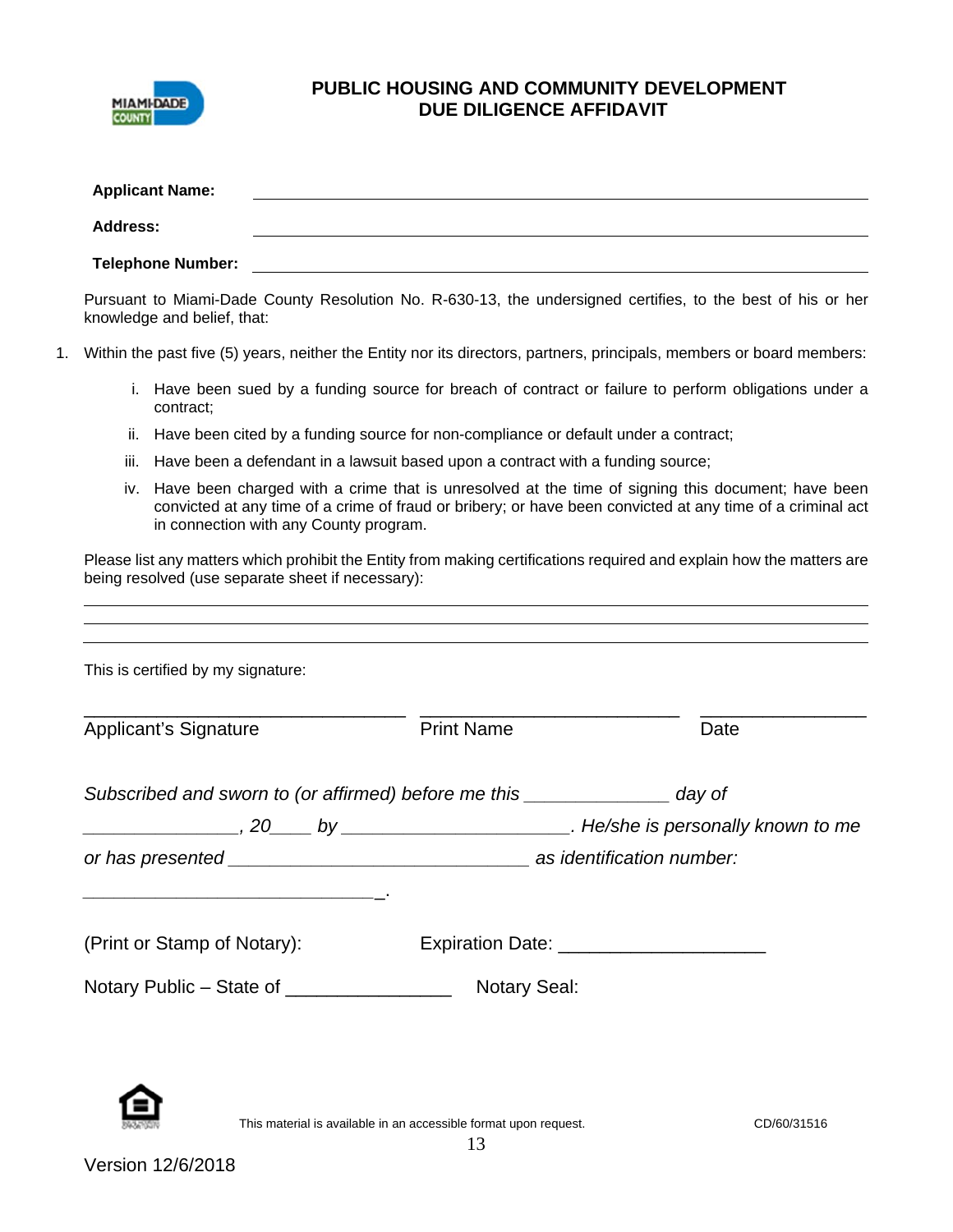# PUBLIC HOUSING AND COMMUNITY DEVELOPMENT
# DUE DILIGENCE AFFIDAVIT

**Applicant Name:** ______________________________________________

**Address:** ______________________________________________

**Telephone Number:** ______________________________________________

Pursuant to Miami-Dade County Resolution No. R-630-13, the undersigned certifies, to the best of his or her knowledge and belief, that:

1. Within the past five (5) years, neither the Entity nor its directors, partners, principals, members or board members:

   i. Have been sued by a funding source for breach of contract or failure to perform obligations under a contract;

   ii. Have been cited by a funding source for non-compliance or default under a contract;

   iii. Have been a defendant in a lawsuit based upon a contract with a funding source;

   iv. Have been charged with a crime that is unresolved at the time of signing this document; have been convicted at any time of a crime of fraud or bribery; or have been convicted at any time of a criminal act in connection with any County program.

Please list any matters which prohibit the Entity from making certifications required and explain how the matters are being resolved (use separate sheet if necessary):

______________________________________________

______________________________________________

______________________________________________

This is certified by my signature:

| ______________________________ | ______________________________ | ______________ |
|---|---|---|
| Applicant's Signature | Print Name | Date |

*Subscribed and sworn to (or affirmed) before me this ______________ day of _______________, 20____ by ______________________. He/she is personally known to me or has presented ____________________________ as identification number: ____________________________.*

(Print or Stamp of Notary): Expiration Date: ___________________

Notary Public – State of _______________ Notary Seal:

This material is available in an accessible format upon request.

CD/60/31516

Version 12/6/2018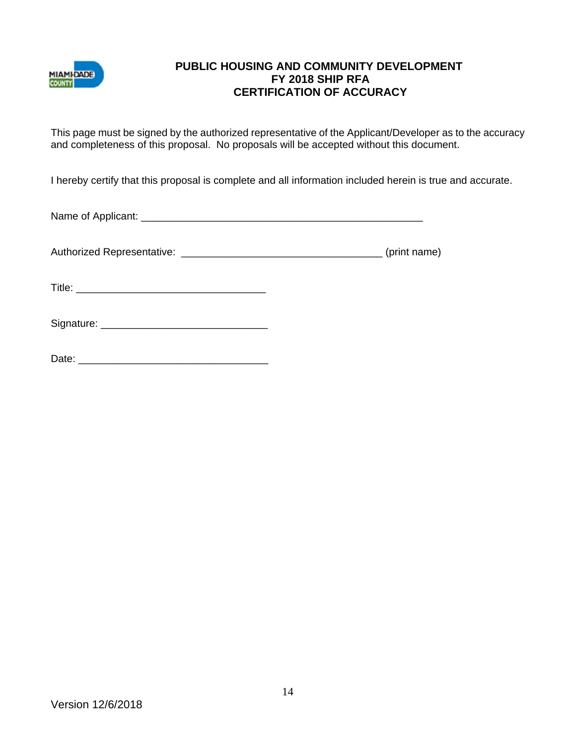# PUBLIC HOUSING AND COMMUNITY DEVELOPMENT
## FY 2018 SHIP RFA
## CERTIFICATION OF ACCURACY

This page must be signed by the authorized representative of the Applicant/Developer as to the accuracy and completeness of this proposal. No proposals will be accepted without this document.

I hereby certify that this proposal is complete and all information included herein is true and accurate.

Name of Applicant: ___________________________________________________

Authorized Representative: ____________________________________ (print name)

Title: __________________________________

Signature: ______________________________

Date: __________________________________

Version 12/6/2018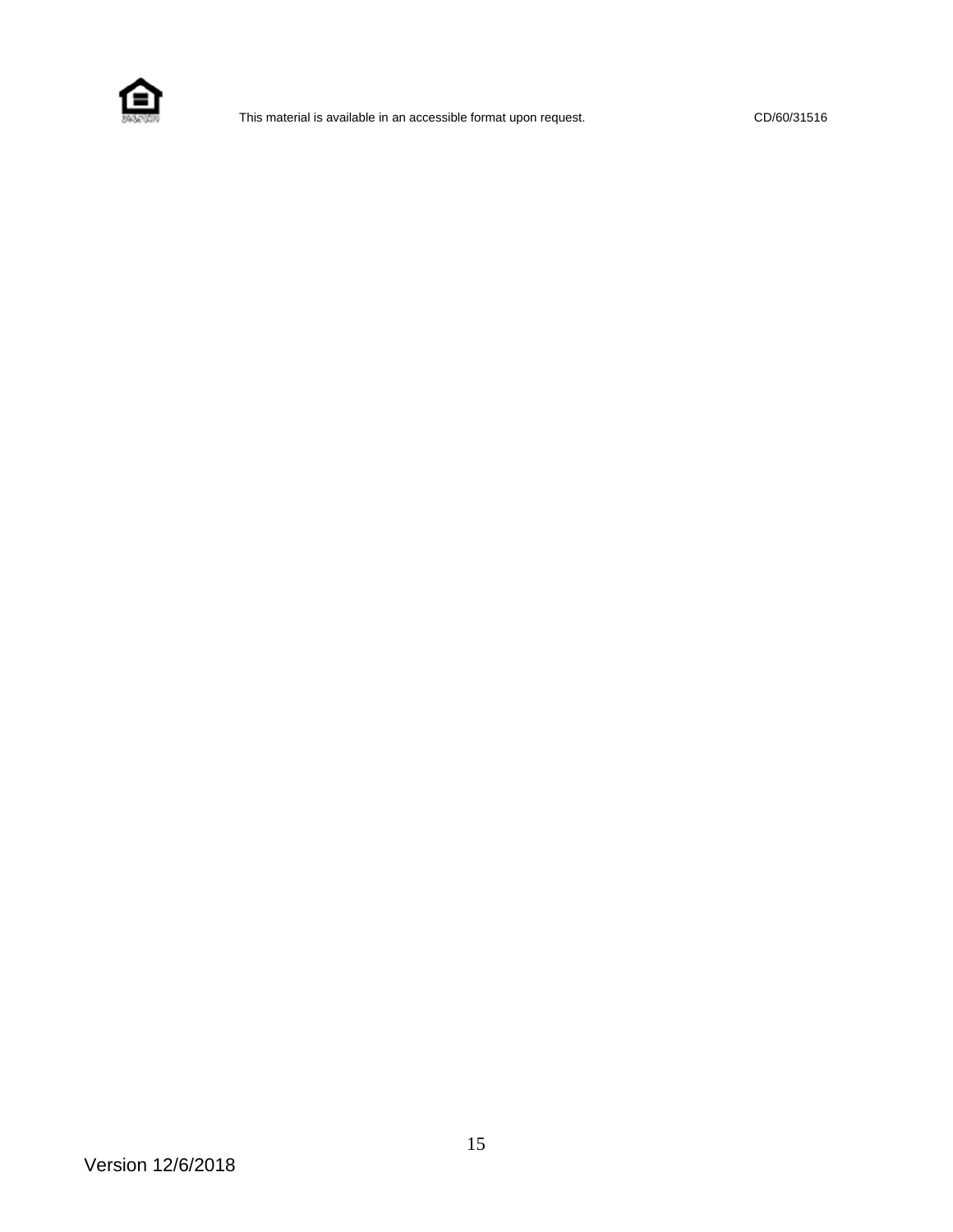This material is available in an accessible format upon request. CD/60/31516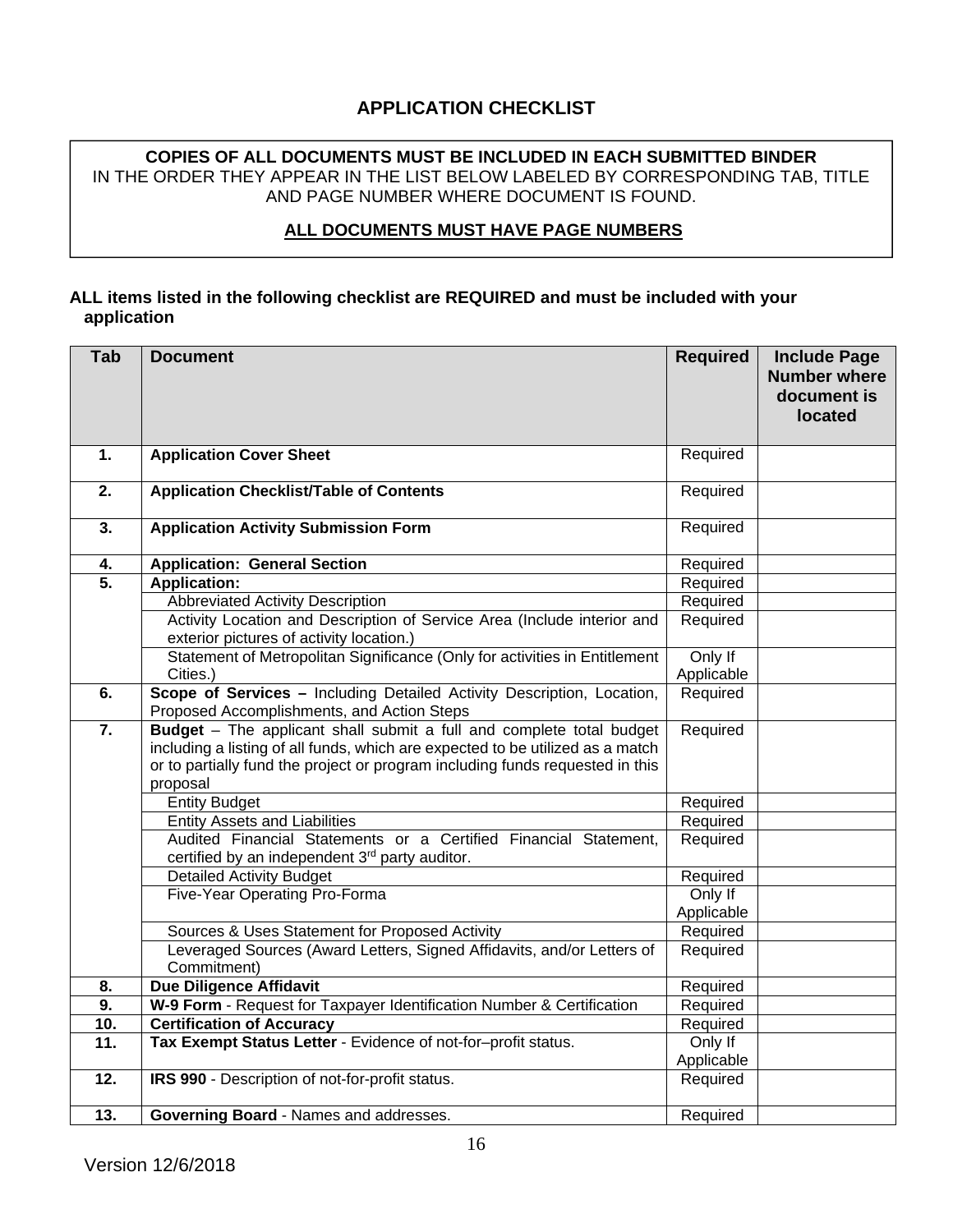# APPLICATION CHECKLIST

**COPIES OF ALL DOCUMENTS MUST BE INCLUDED IN EACH SUBMITTED BINDER**
IN THE ORDER THEY APPEAR IN THE LIST BELOW LABELED BY CORRESPONDING TAB, TITLE AND PAGE NUMBER WHERE DOCUMENT IS FOUND.

**ALL DOCUMENTS MUST HAVE PAGE NUMBERS**

**ALL items listed in the following checklist are REQUIRED and must be included with your application**

| Tab | Document | Required | Include Page Number where document is located |
|---|---|---|---|
| 1. | **Application Cover Sheet** | Required | |
| 2. | **Application Checklist/Table of Contents** | Required | |
| 3. | **Application Activity Submission Form** | Required | |
| 4. | **Application: General Section** | Required | |
| 5. | **Application:** | Required | |
| | Abbreviated Activity Description | Required | |
| | Activity Location and Description of Service Area (Include interior and exterior pictures of activity location.) | Required | |
| | Statement of Metropolitan Significance (Only for activities in Entitlement Cities.) | Only If Applicable | |
| 6. | **Scope of Services –** Including Detailed Activity Description, Location, Proposed Accomplishments, and Action Steps | Required | |
| 7. | **Budget** – The applicant shall submit a full and complete total budget including a listing of all funds, which are expected to be utilized as a match or to partially fund the project or program including funds requested in this proposal | Required | |
| | Entity Budget | Required | |
| | Entity Assets and Liabilities | Required | |
| | Audited Financial Statements or a Certified Financial Statement, certified by an independent 3rd party auditor. | Required | |
| | Detailed Activity Budget | Required | |
| | Five-Year Operating Pro-Forma | Only If Applicable | |
| | Sources & Uses Statement for Proposed Activity | Required | |
| | Leveraged Sources (Award Letters, Signed Affidavits, and/or Letters of Commitment) | Required | |
| 8. | **Due Diligence Affidavit** | Required | |
| 9. | **W-9 Form** - Request for Taxpayer Identification Number & Certification | Required | |
| 10. | **Certification of Accuracy** | Required | |
| 11. | **Tax Exempt Status Letter** - Evidence of not-for–profit status. | Only If Applicable | |
| 12. | **IRS 990** - Description of not-for-profit status. | Required | |
| 13. | **Governing Board** - Names and addresses. | Required | |

Version 12/6/2018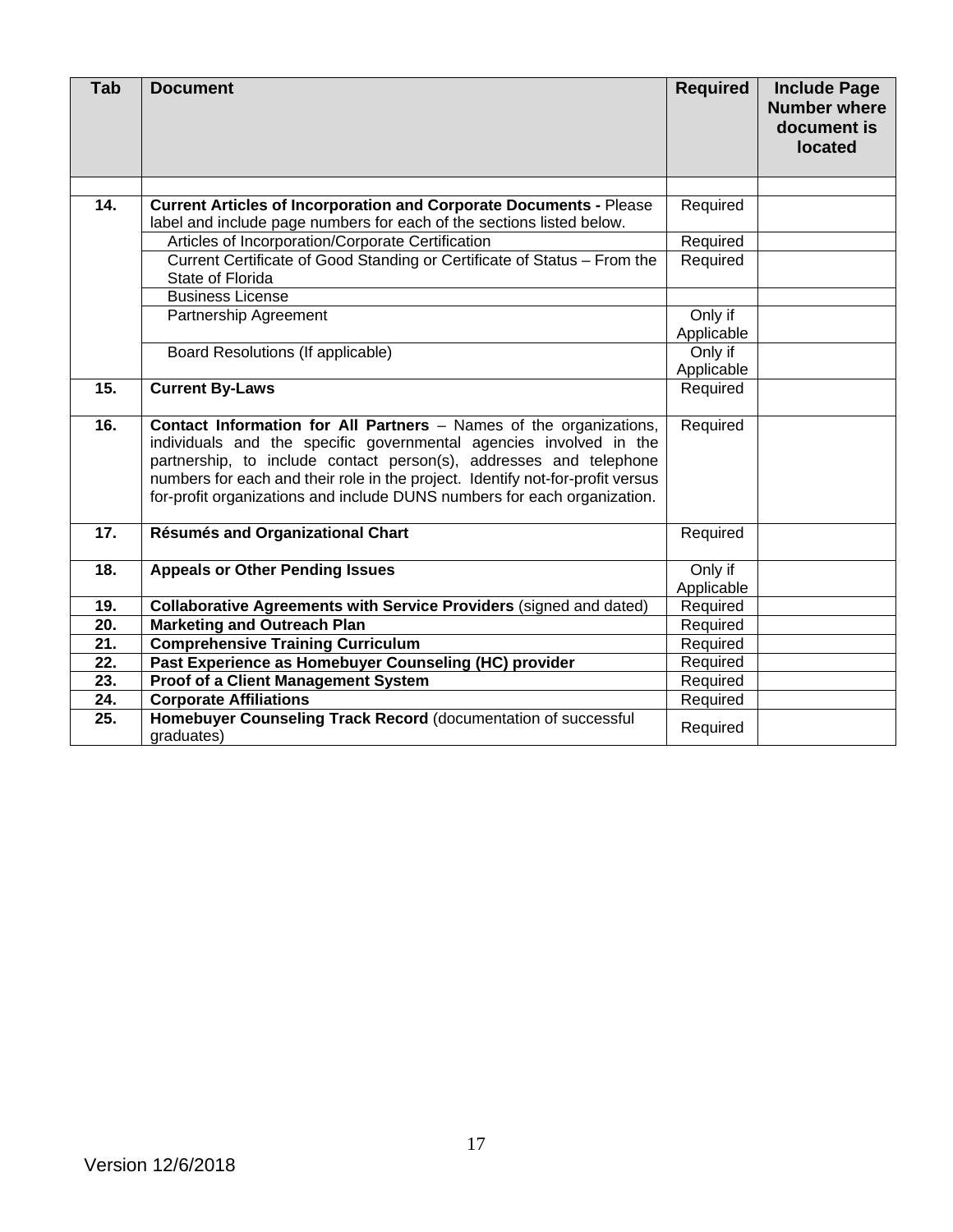| Tab | Document | Required | Include Page Number where document is located |
|---|---|---|---|
| | | | |
| 14. | **Current Articles of Incorporation and Corporate Documents -** Please label and include page numbers for each of the sections listed below. | Required | |
| | Articles of Incorporation/Corporate Certification | Required | |
| | Current Certificate of Good Standing or Certificate of Status – From the State of Florida | Required | |
| | Business License | | |
| | Partnership Agreement | Only if Applicable | |
| | Board Resolutions (If applicable) | Only if Applicable | |
| 15. | **Current By-Laws** | Required | |
| 16. | **Contact Information for All Partners** – Names of the organizations, individuals and the specific governmental agencies involved in the partnership, to include contact person(s), addresses and telephone numbers for each and their role in the project. Identify not-for-profit versus for-profit organizations and include DUNS numbers for each organization. | Required | |
| 17. | **Résumés and Organizational Chart** | Required | |
| 18. | **Appeals or Other Pending Issues** | Only if Applicable | |
| 19. | **Collaborative Agreements with Service Providers** (signed and dated) | Required | |
| 20. | **Marketing and Outreach Plan** | Required | |
| 21. | **Comprehensive Training Curriculum** | Required | |
| 22. | **Past Experience as Homebuyer Counseling (HC) provider** | Required | |
| 23. | **Proof of a Client Management System** | Required | |
| 24. | **Corporate Affiliations** | Required | |
| 25. | **Homebuyer Counseling Track Record** (documentation of successful graduates) | Required | |

Version 12/6/2018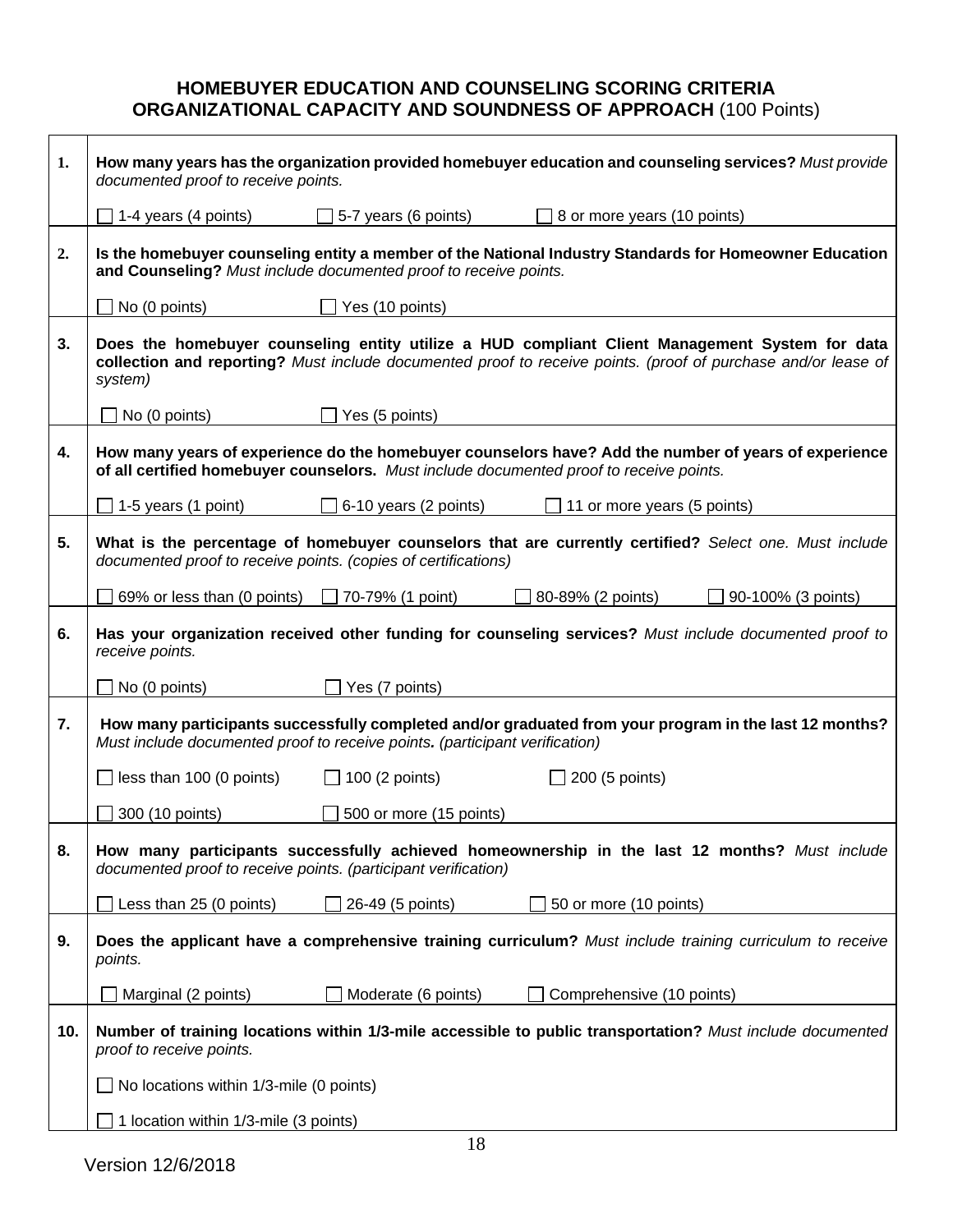# HOMEBUYER EDUCATION AND COUNSELING SCORING CRITERIA
## ORGANIZATIONAL CAPACITY AND SOUNDNESS OF APPROACH (100 Points)

| | |
|---|---|
| **1.** | **How many years has the organization provided homebuyer education and counseling services?** *Must provide documented proof to receive points.* |
| | ☐ 1-4 years (4 points) ☐ 5-7 years (6 points) ☐ 8 or more years (10 points) |
| **2.** | **Is the homebuyer counseling entity a member of the National Industry Standards for Homeowner Education and Counseling?** *Must include documented proof to receive points.* |
| | ☐ No (0 points) ☐ Yes (10 points) |
| **3.** | **Does the homebuyer counseling entity utilize a HUD compliant Client Management System for data collection and reporting?** *Must include documented proof to receive points. (proof of purchase and/or lease of system)* |
| | ☐ No (0 points) ☐ Yes (5 points) |
| **4.** | **How many years of experience do the homebuyer counselors have? Add the number of years of experience of all certified homebuyer counselors.** *Must include documented proof to receive points.* |
| | ☐ 1-5 years (1 point) ☐ 6-10 years (2 points) ☐ 11 or more years (5 points) |
| **5.** | **What is the percentage of homebuyer counselors that are currently certified?** *Select one. Must include documented proof to receive points. (copies of certifications)* |
| | ☐ 69% or less than (0 points) ☐ 70-79% (1 point) ☐ 80-89% (2 points) ☐ 90-100% (3 points) |
| **6.** | **Has your organization received other funding for counseling services?** *Must include documented proof to receive points.* |
| | ☐ No (0 points) ☐ Yes (7 points) |
| **7.** | **How many participants successfully completed and/or graduated from your program in the last 12 months?** *Must include documented proof to receive points. (participant verification)* |
| | ☐ less than 100 (0 points) ☐ 100 (2 points) ☐ 200 (5 points) |
| | ☐ 300 (10 points) ☐ 500 or more (15 points) |
| **8.** | **How many participants successfully achieved homeownership in the last 12 months?** *Must include documented proof to receive points. (participant verification)* |
| | ☐ Less than 25 (0 points) ☐ 26-49 (5 points) ☐ 50 or more (10 points) |
| **9.** | **Does the applicant have a comprehensive training curriculum?** *Must include training curriculum to receive points.* |
| | ☐ Marginal (2 points) ☐ Moderate (6 points) ☐ Comprehensive (10 points) |
| **10.** | **Number of training locations within 1/3-mile accessible to public transportation?** *Must include documented proof to receive points.* |
| | ☐ No locations within 1/3-mile (0 points) |
| | ☐ 1 location within 1/3-mile (3 points) |

Version 12/6/2018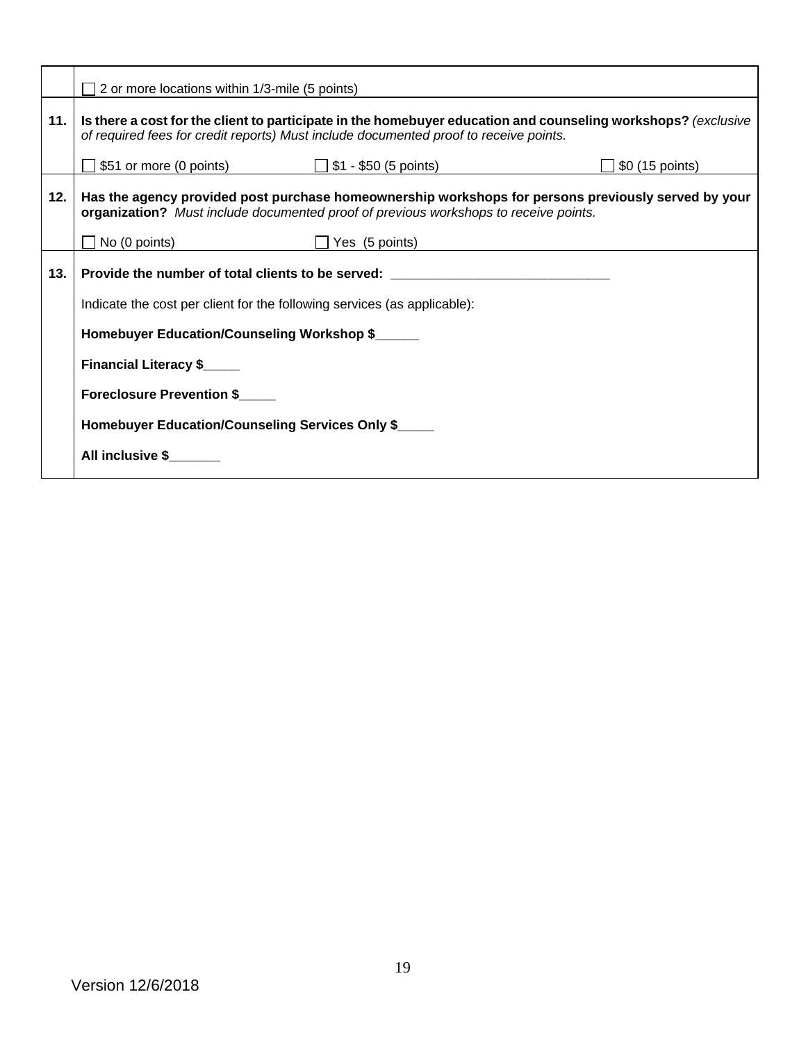| | |
|---|---|
| | ☐ 2 or more locations within 1/3-mile (5 points) |
| **11.** | **Is there a cost for the client to participate in the homebuyer education and counseling workshops?** *(exclusive of required fees for credit reports) Must include documented proof to receive points.*<br><br>☐ $51 or more (0 points) ☐ $1 - $50 (5 points) ☐ $0 (15 points) |
| **12.** | **Has the agency provided post purchase homeownership workshops for persons previously served by your organization?** *Must include documented proof of previous workshops to receive points.*<br><br>☐ No (0 points) ☐ Yes (5 points) |
| **13.** | **Provide the number of total clients to be served: ______________________________**<br><br>Indicate the cost per client for the following services (as applicable):<br><br>**Homebuyer Education/Counseling Workshop $______**<br><br>**Financial Literacy $_____**<br><br>**Foreclosure Prevention $_____**<br><br>**Homebuyer Education/Counseling Services Only $_____**<br><br>**All inclusive $_______** |

Version 12/6/2018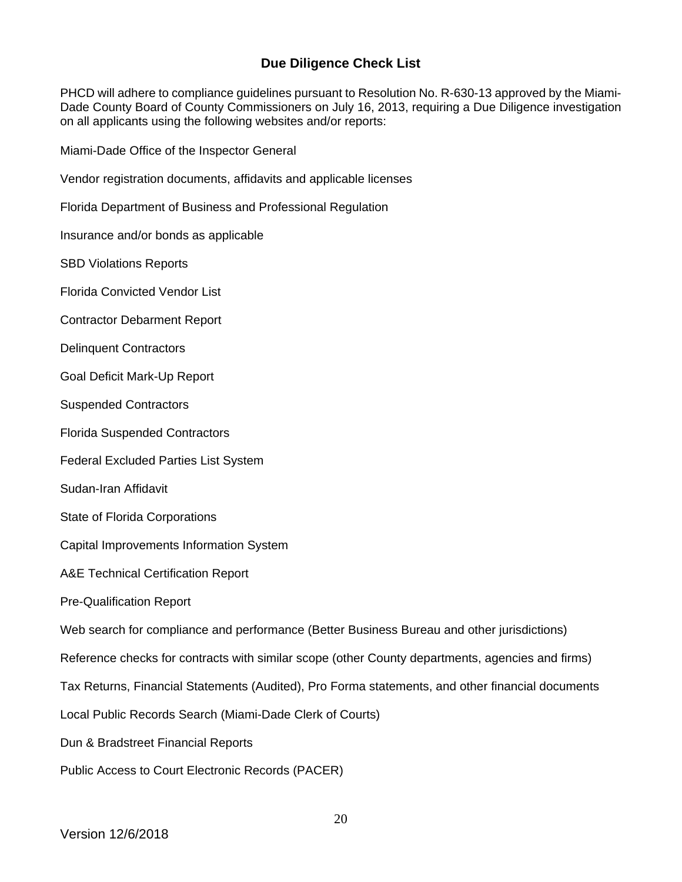## Due Diligence Check List

PHCD will adhere to compliance guidelines pursuant to Resolution No. R-630-13 approved by the Miami-Dade County Board of County Commissioners on July 16, 2013, requiring a Due Diligence investigation on all applicants using the following websites and/or reports:

Miami-Dade Office of the Inspector General

Vendor registration documents, affidavits and applicable licenses

Florida Department of Business and Professional Regulation

Insurance and/or bonds as applicable

SBD Violations Reports

Florida Convicted Vendor List

Contractor Debarment Report

Delinquent Contractors

Goal Deficit Mark-Up Report

Suspended Contractors

Florida Suspended Contractors

Federal Excluded Parties List System

Sudan-Iran Affidavit

State of Florida Corporations

Capital Improvements Information System

A&E Technical Certification Report

Pre-Qualification Report

Web search for compliance and performance (Better Business Bureau and other jurisdictions)

Reference checks for contracts with similar scope (other County departments, agencies and firms)

Tax Returns, Financial Statements (Audited), Pro Forma statements, and other financial documents

Local Public Records Search (Miami-Dade Clerk of Courts)

Dun & Bradstreet Financial Reports

Public Access to Court Electronic Records (PACER)

Version 12/6/2018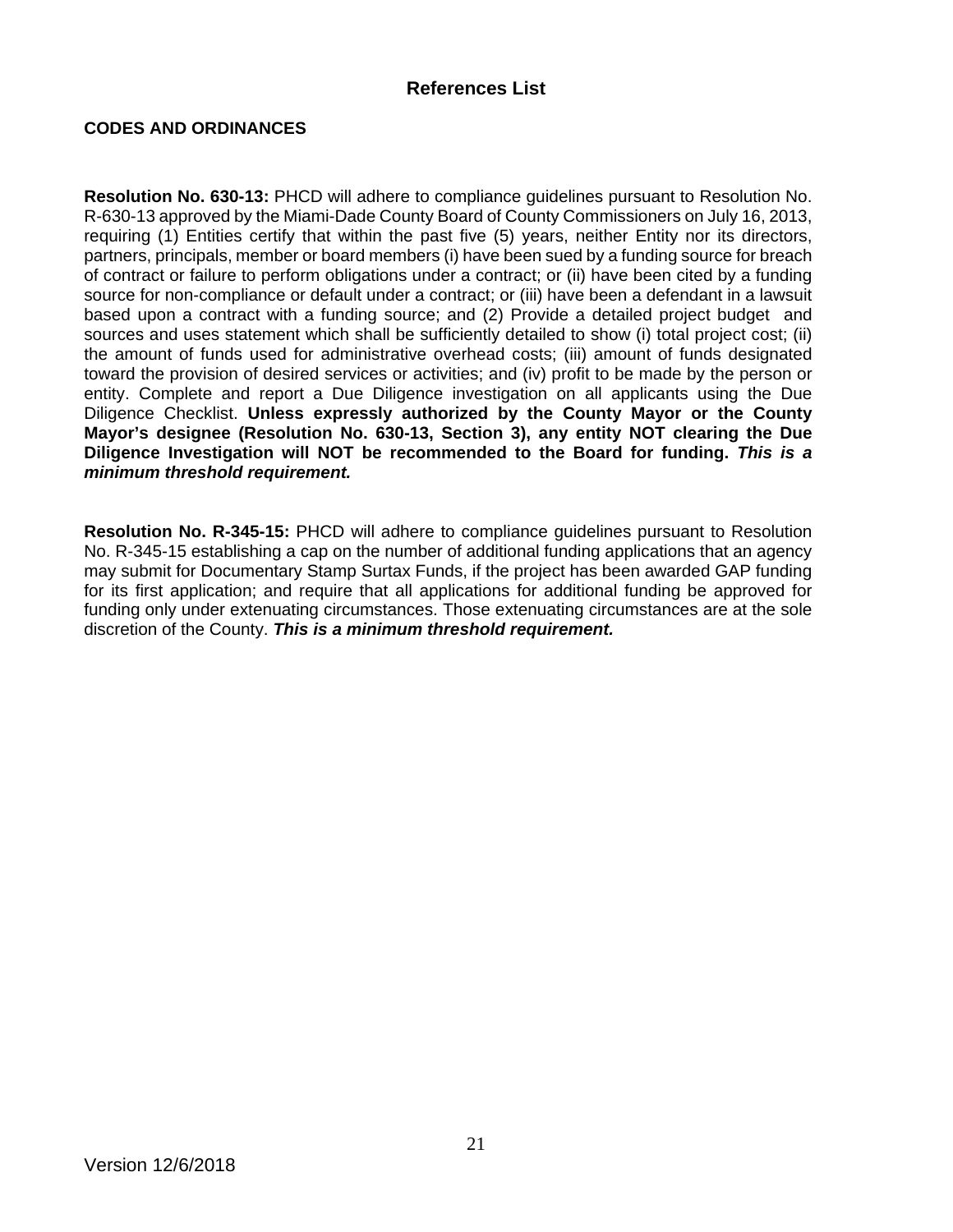# References List

## CODES AND ORDINANCES

**Resolution No. 630-13:** PHCD will adhere to compliance guidelines pursuant to Resolution No. R-630-13 approved by the Miami-Dade County Board of County Commissioners on July 16, 2013, requiring (1) Entities certify that within the past five (5) years, neither Entity nor its directors, partners, principals, member or board members (i) have been sued by a funding source for breach of contract or failure to perform obligations under a contract; or (ii) have been cited by a funding source for non-compliance or default under a contract; or (iii) have been a defendant in a lawsuit based upon a contract with a funding source; and (2) Provide a detailed project budget and sources and uses statement which shall be sufficiently detailed to show (i) total project cost; (ii) the amount of funds used for administrative overhead costs; (iii) amount of funds designated toward the provision of desired services or activities; and (iv) profit to be made by the person or entity. Complete and report a Due Diligence investigation on all applicants using the Due Diligence Checklist. **Unless expressly authorized by the County Mayor or the County Mayor's designee (Resolution No. 630-13, Section 3), any entity NOT clearing the Due Diligence Investigation will NOT be recommended to the Board for funding.** ***This is a minimum threshold requirement.***

**Resolution No. R-345-15:** PHCD will adhere to compliance guidelines pursuant to Resolution No. R-345-15 establishing a cap on the number of additional funding applications that an agency may submit for Documentary Stamp Surtax Funds, if the project has been awarded GAP funding for its first application; and require that all applications for additional funding be approved for funding only under extenuating circumstances. Those extenuating circumstances are at the sole discretion of the County. ***This is a minimum threshold requirement.***

Version 12/6/2018